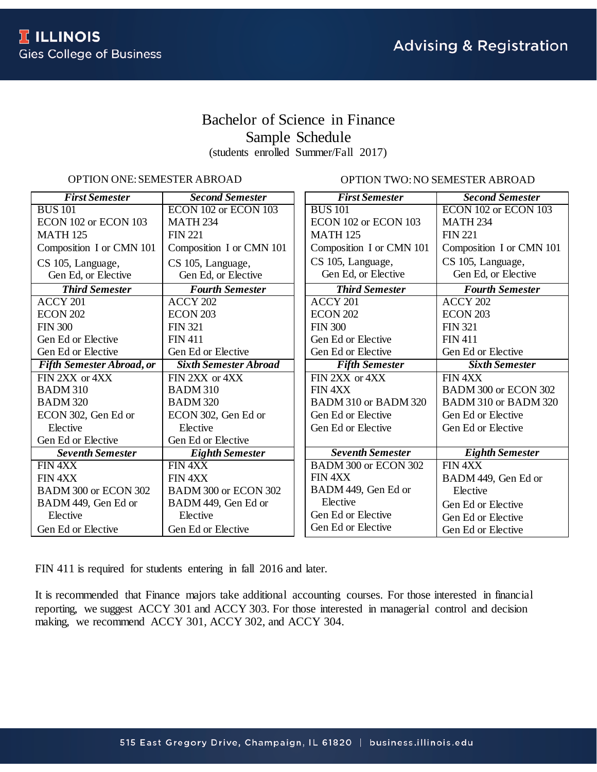# Bachelor of Science in Finance
## Sample Schedule
(students enrolled Summer/Fall 2017)

### OPTION ONE: SEMESTER ABROAD

| ***First Semester*** | ***Second Semester*** |
|---|---|
| BUS 101<br>ECON 102 or ECON 103<br>MATH 125<br>Composition I or CMN 101<br>CS 105, Language, Gen Ed, or Elective | ECON 102 or ECON 103<br>MATH 234<br>FIN 221<br>Composition I or CMN 101<br>CS 105, Language, Gen Ed, or Elective |
| ***Third Semester*** | ***Fourth Semester*** |
| ACCY 201<br>ECON 202<br>FIN 300<br>Gen Ed or Elective<br>Gen Ed or Elective | ACCY 202<br>ECON 203<br>FIN 321<br>FIN 411<br>Gen Ed or Elective |
| ***Fifth Semester Abroad, or*** | ***Sixth Semester Abroad*** |
| FIN 2XX or 4XX<br>BADM 310<br>BADM 320<br>ECON 302, Gen Ed or Elective<br>Gen Ed or Elective | FIN 2XX or 4XX<br>BADM 310<br>BADM 320<br>ECON 302, Gen Ed or Elective<br>Gen Ed or Elective |
| ***Seventh Semester*** | ***Eighth Semester*** |
| FIN 4XX<br>FIN 4XX<br>BADM 300 or ECON 302<br>BADM 449, Gen Ed or Elective<br>Gen Ed or Elective | FIN 4XX<br>FIN 4XX<br>BADM 300 or ECON 302<br>BADM 449, Gen Ed or Elective<br>Gen Ed or Elective |

### OPTION TWO: NO SEMESTER ABROAD

| ***First Semester*** | ***Second Semester*** |
|---|---|
| BUS 101<br>ECON 102 or ECON 103<br>MATH 125<br>Composition I or CMN 101<br>CS 105, Language, Gen Ed, or Elective | ECON 102 or ECON 103<br>MATH 234<br>FIN 221<br>Composition I or CMN 101<br>CS 105, Language, Gen Ed, or Elective |
| ***Third Semester*** | ***Fourth Semester*** |
| ACCY 201<br>ECON 202<br>FIN 300<br>Gen Ed or Elective<br>Gen Ed or Elective | ACCY 202<br>ECON 203<br>FIN 321<br>FIN 411<br>Gen Ed or Elective |
| ***Fifth Semester*** | ***Sixth Semester*** |
| FIN 2XX or 4XX<br>FIN 4XX<br>BADM 310 or BADM 320<br>Gen Ed or Elective<br>Gen Ed or Elective | FIN 4XX<br>BADM 300 or ECON 302<br>BADM 310 or BADM 320<br>Gen Ed or Elective<br>Gen Ed or Elective |
| ***Seventh Semester*** | ***Eighth Semester*** |
| BADM 300 or ECON 302<br>FIN 4XX<br>BADM 449, Gen Ed or Elective<br>Gen Ed or Elective<br>Gen Ed or Elective | FIN 4XX<br>BADM 449, Gen Ed or Elective<br>Gen Ed or Elective<br>Gen Ed or Elective<br>Gen Ed or Elective |

FIN 411 is required for students entering in fall 2016 and later.

It is recommended that Finance majors take additional accounting courses. For those interested in financial reporting, we suggest ACCY 301 and ACCY 303. For those interested in managerial control and decision making, we recommend ACCY 301, ACCY 302, and ACCY 304.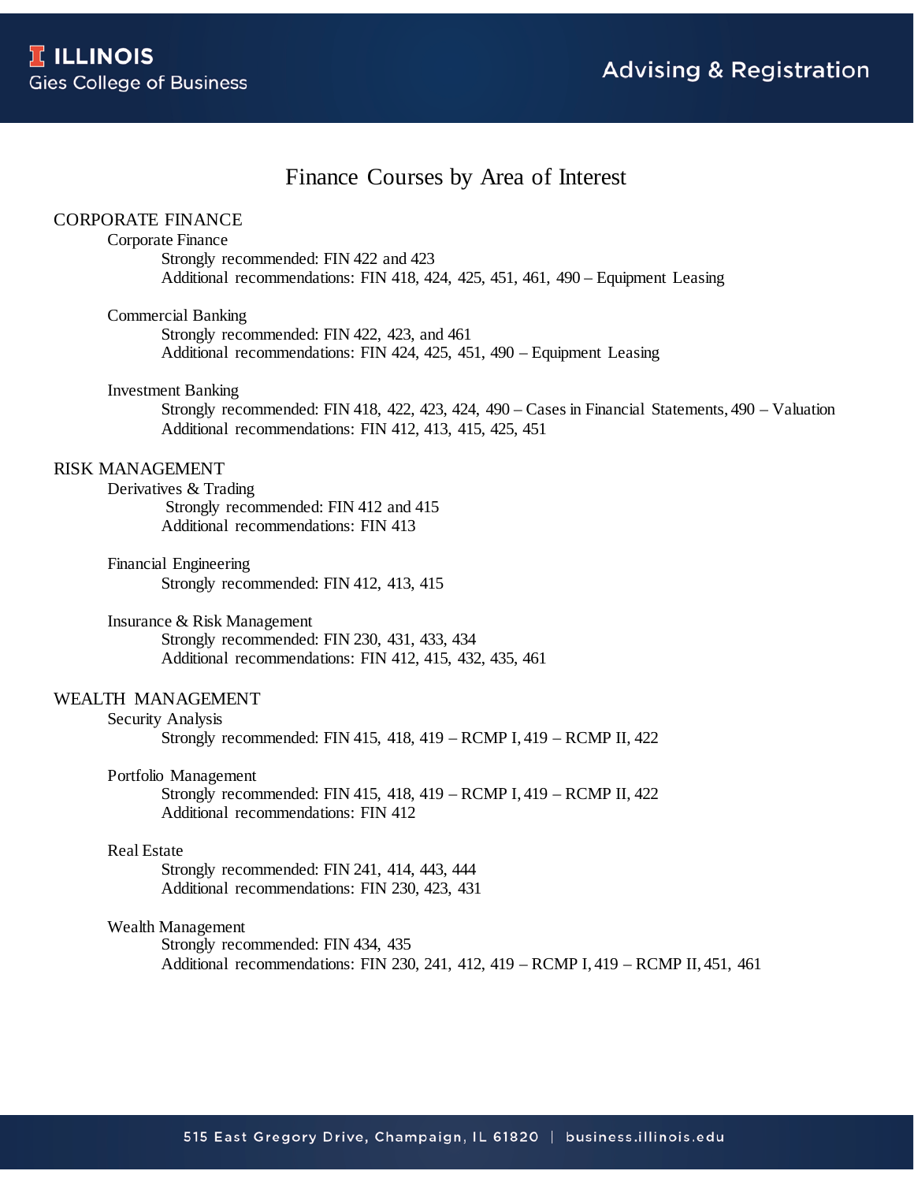# Finance Courses by Area of Interest

## CORPORATE FINANCE

### Corporate Finance

- Strongly recommended: FIN 422 and 423
- Additional recommendations: FIN 418, 424, 425, 451, 461, 490 – Equipment Leasing

### Commercial Banking

- Strongly recommended: FIN 422, 423, and 461
- Additional recommendations: FIN 424, 425, 451, 490 – Equipment Leasing

### Investment Banking

- Strongly recommended: FIN 418, 422, 423, 424, 490 – Cases in Financial Statements, 490 – Valuation
- Additional recommendations: FIN 412, 413, 415, 425, 451

## RISK MANAGEMENT

### Derivatives & Trading

- Strongly recommended: FIN 412 and 415
- Additional recommendations: FIN 413

### Financial Engineering

- Strongly recommended: FIN 412, 413, 415

### Insurance & Risk Management

- Strongly recommended: FIN 230, 431, 433, 434
- Additional recommendations: FIN 412, 415, 432, 435, 461

## WEALTH MANAGEMENT

### Security Analysis

- Strongly recommended: FIN 415, 418, 419 – RCMP I, 419 – RCMP II, 422

### Portfolio Management

- Strongly recommended: FIN 415, 418, 419 – RCMP I, 419 – RCMP II, 422
- Additional recommendations: FIN 412

### Real Estate

- Strongly recommended: FIN 241, 414, 443, 444
- Additional recommendations: FIN 230, 423, 431

### Wealth Management

- Strongly recommended: FIN 434, 435
- Additional recommendations: FIN 230, 241, 412, 419 – RCMP I, 419 – RCMP II, 451, 461